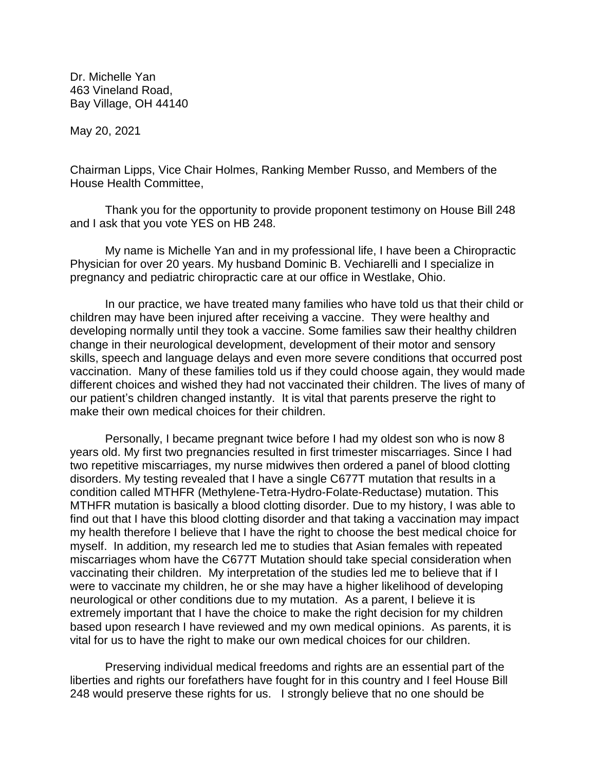Dr. Michelle Yan
463 Vineland Road,
Bay Village, OH 44140

May 20, 2021

Chairman Lipps, Vice Chair Holmes, Ranking Member Russo, and Members of the House Health Committee,

Thank you for the opportunity to provide proponent testimony on House Bill 248 and I ask that you vote YES on HB 248.

My name is Michelle Yan and in my professional life, I have been a Chiropractic Physician for over 20 years. My husband Dominic B. Vechiarelli and I specialize in pregnancy and pediatric chiropractic care at our office in Westlake, Ohio.

In our practice, we have treated many families who have told us that their child or children may have been injured after receiving a vaccine. They were healthy and developing normally until they took a vaccine. Some families saw their healthy children change in their neurological development, development of their motor and sensory skills, speech and language delays and even more severe conditions that occurred post vaccination. Many of these families told us if they could choose again, they would made different choices and wished they had not vaccinated their children. The lives of many of our patient's children changed instantly. It is vital that parents preserve the right to make their own medical choices for their children.

Personally, I became pregnant twice before I had my oldest son who is now 8 years old. My first two pregnancies resulted in first trimester miscarriages. Since I had two repetitive miscarriages, my nurse midwives then ordered a panel of blood clotting disorders. My testing revealed that I have a single C677T mutation that results in a condition called MTHFR (Methylene-Tetra-Hydro-Folate-Reductase) mutation. This MTHFR mutation is basically a blood clotting disorder. Due to my history, I was able to find out that I have this blood clotting disorder and that taking a vaccination may impact my health therefore I believe that I have the right to choose the best medical choice for myself. In addition, my research led me to studies that Asian females with repeated miscarriages whom have the C677T Mutation should take special consideration when vaccinating their children. My interpretation of the studies led me to believe that if I were to vaccinate my children, he or she may have a higher likelihood of developing neurological or other conditions due to my mutation. As a parent, I believe it is extremely important that I have the choice to make the right decision for my children based upon research I have reviewed and my own medical opinions. As parents, it is vital for us to have the right to make our own medical choices for our children.

Preserving individual medical freedoms and rights are an essential part of the liberties and rights our forefathers have fought for in this country and I feel House Bill 248 would preserve these rights for us. I strongly believe that no one should be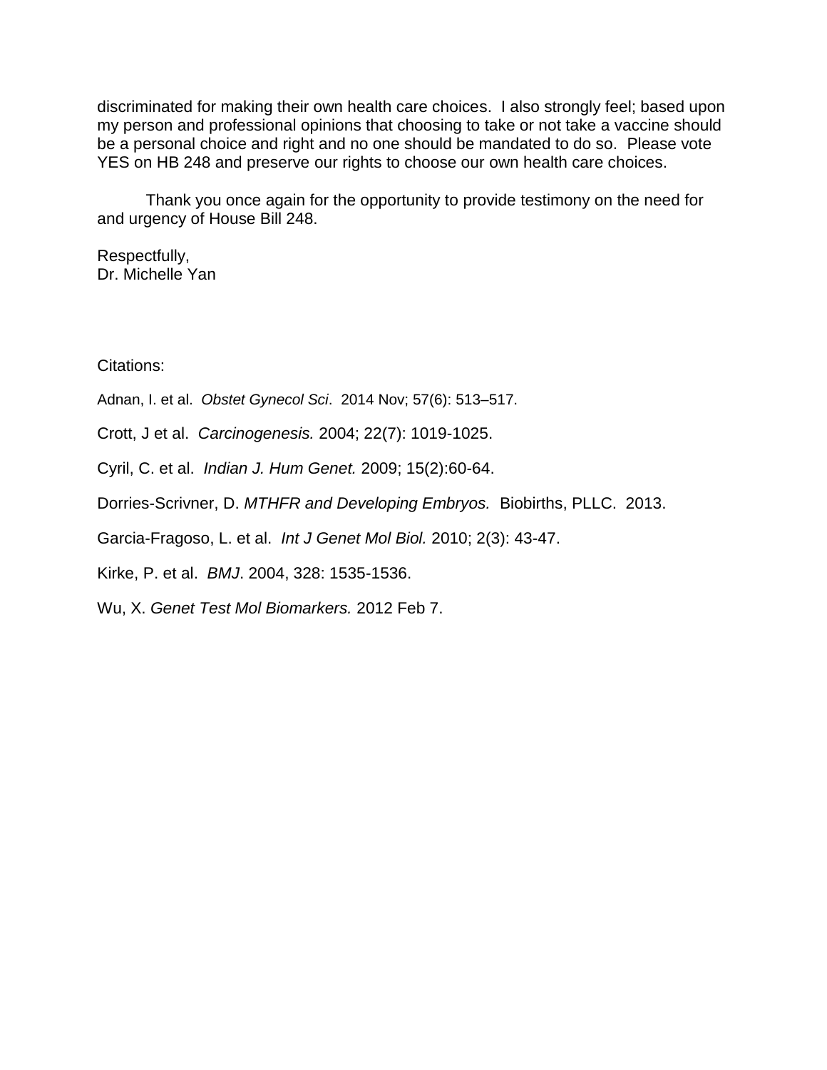discriminated for making their own health care choices.  I also strongly feel; based upon my person and professional opinions that choosing to take or not take a vaccine should be a personal choice and right and no one should be mandated to do so.  Please vote YES on HB 248 and preserve our rights to choose our own health care choices.

Thank you once again for the opportunity to provide testimony on the need for and urgency of House Bill 248.

Respectfully,
Dr. Michelle Yan

Citations:

Adnan, I. et al.  *Obstet Gynecol Sci*.  2014 Nov; 57(6): 513–517.

Crott, J et al.  *Carcinogenesis.* 2004; 22(7): 1019-1025.

Cyril, C. et al.  *Indian J. Hum Genet.* 2009; 15(2):60-64.

Dorries-Scrivner, D. *MTHFR and Developing Embryos.*  Biobirths, PLLC.  2013.

Garcia-Fragoso, L. et al.  *Int J Genet Mol Biol.* 2010; 2(3): 43-47.

Kirke, P. et al.  *BMJ*. 2004, 328: 1535-1536.

Wu, X. *Genet Test Mol Biomarkers.* 2012 Feb 7.